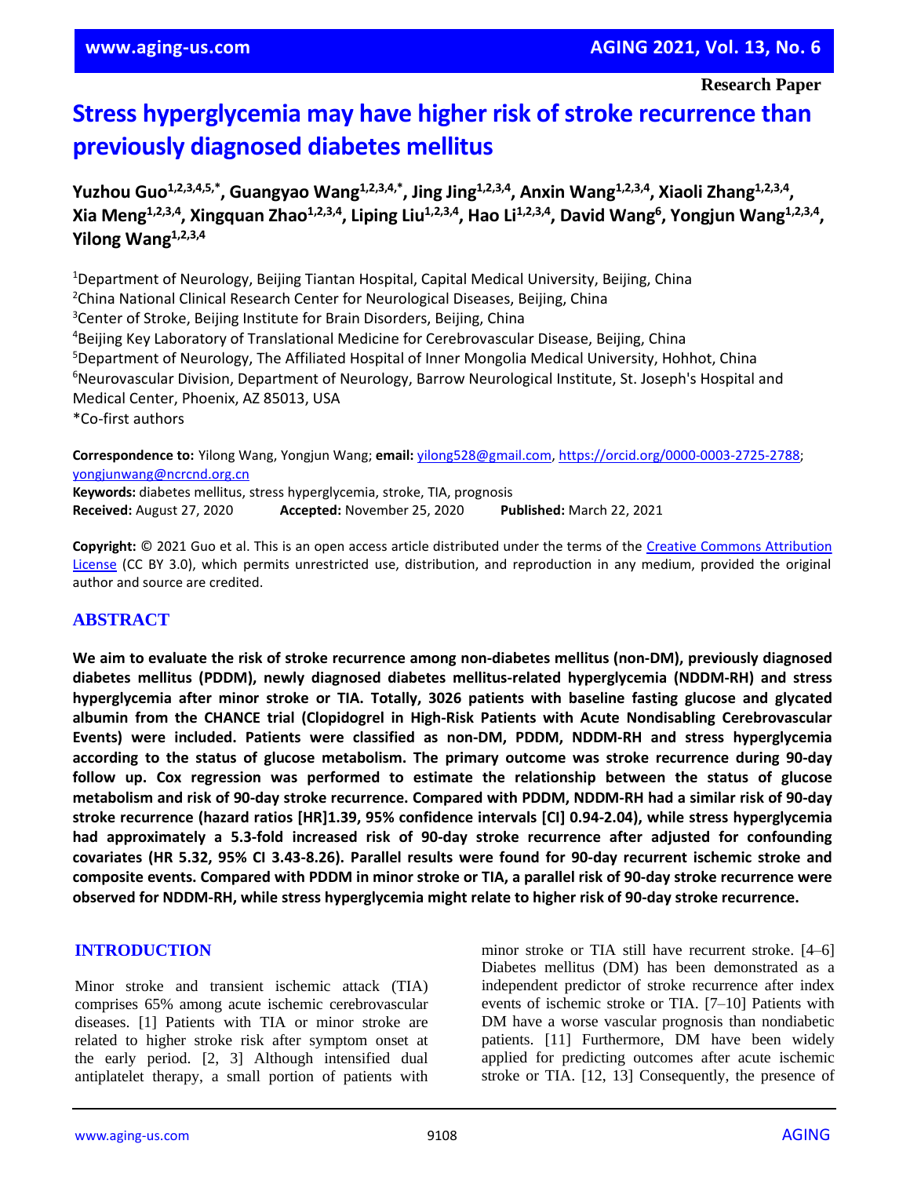Research Paper

# Stress hyperglycemia may have higher risk of stroke recurrence than previously diagnosed diabetes mellitus

**Yuzhou Guo[1,2,3,4,5,*], Guangyao Wang[1,2,3,4,*], Jing Jing[1,2,3,4], Anxin Wang[1,2,3,4], Xiaoli Zhang[1,2,3,4], Xia Meng[1,2,3,4], Xingquan Zhao[1,2,3,4], Liping Liu[1,2,3,4], Hao Li[1,2,3,4], David Wang[6], Yongjun Wang[1,2,3,4], Yilong Wang[1,2,3,4]**

[1]Department of Neurology, Beijing Tiantan Hospital, Capital Medical University, Beijing, China
[2]China National Clinical Research Center for Neurological Diseases, Beijing, China
[3]Center of Stroke, Beijing Institute for Brain Disorders, Beijing, China
[4]Beijing Key Laboratory of Translational Medicine for Cerebrovascular Disease, Beijing, China
[5]Department of Neurology, The Affiliated Hospital of Inner Mongolia Medical University, Hohhot, China
[6]Neurovascular Division, Department of Neurology, Barrow Neurological Institute, St. Joseph's Hospital and Medical Center, Phoenix, AZ 85013, USA
*Co-first authors

**Correspondence to:** Yilong Wang, Yongjun Wang; **email:** yilong528@gmail.com, https://orcid.org/0000-0003-2725-2788; yongjunwang@ncrcnd.org.cn
**Keywords:** diabetes mellitus, stress hyperglycemia, stroke, TIA, prognosis
**Received:** August 27, 2020 **Accepted:** November 25, 2020 **Published:** March 22, 2021

**Copyright:** © 2021 Guo et al. This is an open access article distributed under the terms of the Creative Commons Attribution License (CC BY 3.0), which permits unrestricted use, distribution, and reproduction in any medium, provided the original author and source are credited.

## ABSTRACT

**We aim to evaluate the risk of stroke recurrence among non-diabetes mellitus (non-DM), previously diagnosed diabetes mellitus (PDDM), newly diagnosed diabetes mellitus-related hyperglycemia (NDDM-RH) and stress hyperglycemia after minor stroke or TIA. Totally, 3026 patients with baseline fasting glucose and glycated albumin from the CHANCE trial (Clopidogrel in High-Risk Patients with Acute Nondisabling Cerebrovascular Events) were included. Patients were classified as non-DM, PDDM, NDDM-RH and stress hyperglycemia according to the status of glucose metabolism. The primary outcome was stroke recurrence during 90-day follow up. Cox regression was performed to estimate the relationship between the status of glucose metabolism and risk of 90-day stroke recurrence. Compared with PDDM, NDDM-RH had a similar risk of 90-day stroke recurrence (hazard ratios [HR]1.39, 95% confidence intervals [CI] 0.94-2.04), while stress hyperglycemia had approximately a 5.3-fold increased risk of 90-day stroke recurrence after adjusted for confounding covariates (HR 5.32, 95% CI 3.43-8.26). Parallel results were found for 90-day recurrent ischemic stroke and composite events. Compared with PDDM in minor stroke or TIA, a parallel risk of 90-day stroke recurrence were observed for NDDM-RH, while stress hyperglycemia might relate to higher risk of 90-day stroke recurrence.**

## INTRODUCTION

Minor stroke and transient ischemic attack (TIA) comprises 65% among acute ischemic cerebrovascular diseases. [1] Patients with TIA or minor stroke are related to higher stroke risk after symptom onset at the early period. [2, 3] Although intensified dual antiplatelet therapy, a small portion of patients with minor stroke or TIA still have recurrent stroke. [4–6] Diabetes mellitus (DM) has been demonstrated as a independent predictor of stroke recurrence after index events of ischemic stroke or TIA. [7–10] Patients with DM have a worse vascular prognosis than nondiabetic patients. [11] Furthermore, DM have been widely applied for predicting outcomes after acute ischemic stroke or TIA. [12, 13] Consequently, the presence of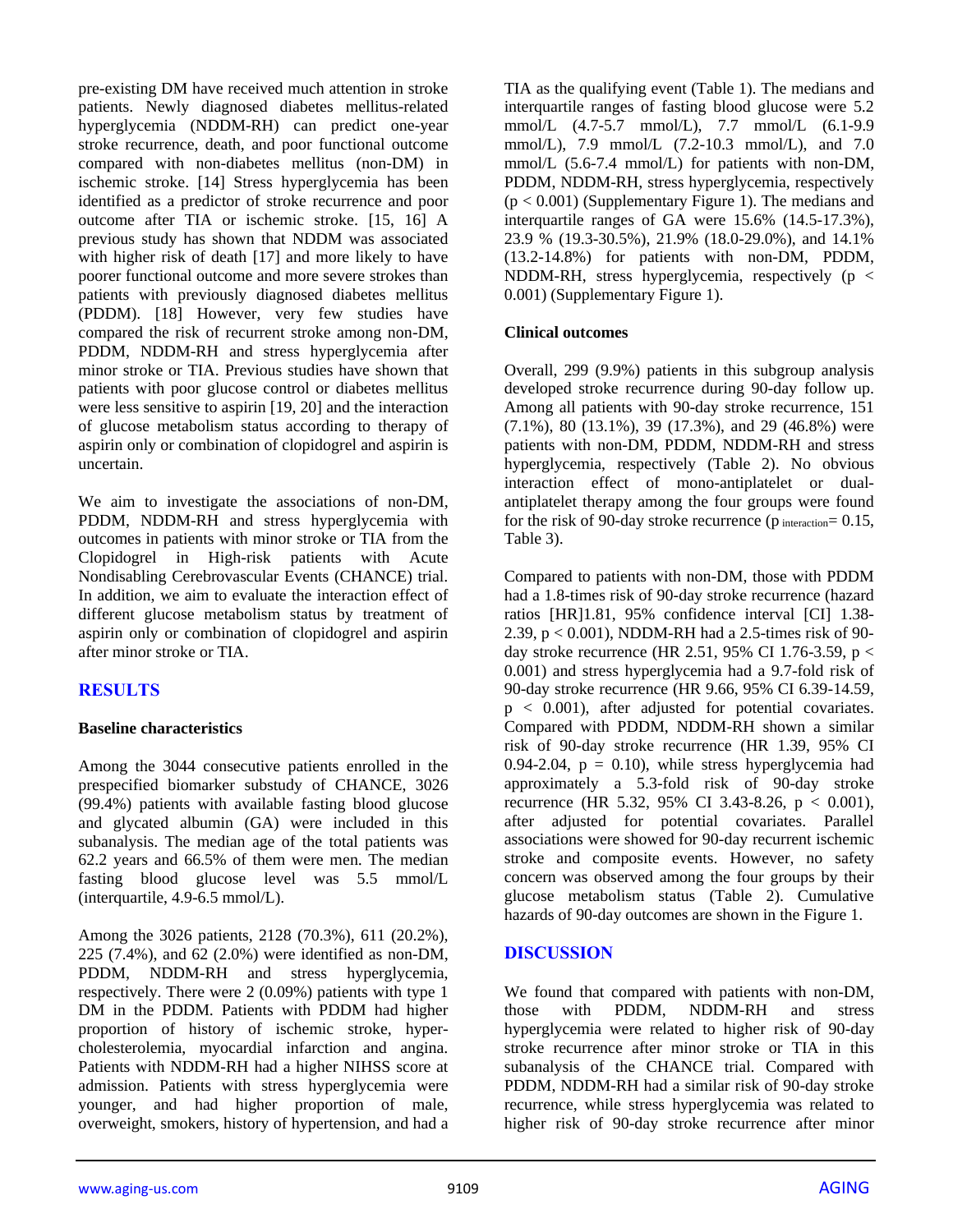pre-existing DM have received much attention in stroke patients. Newly diagnosed diabetes mellitus-related hyperglycemia (NDDM-RH) can predict one-year stroke recurrence, death, and poor functional outcome compared with non-diabetes mellitus (non-DM) in ischemic stroke. [14] Stress hyperglycemia has been identified as a predictor of stroke recurrence and poor outcome after TIA or ischemic stroke. [15, 16] A previous study has shown that NDDM was associated with higher risk of death [17] and more likely to have poorer functional outcome and more severe strokes than patients with previously diagnosed diabetes mellitus (PDDM). [18] However, very few studies have compared the risk of recurrent stroke among non-DM, PDDM, NDDM-RH and stress hyperglycemia after minor stroke or TIA. Previous studies have shown that patients with poor glucose control or diabetes mellitus were less sensitive to aspirin [19, 20] and the interaction of glucose metabolism status according to therapy of aspirin only or combination of clopidogrel and aspirin is uncertain.

We aim to investigate the associations of non-DM, PDDM, NDDM-RH and stress hyperglycemia with outcomes in patients with minor stroke or TIA from the Clopidogrel in High-risk patients with Acute Nondisabling Cerebrovascular Events (CHANCE) trial. In addition, we aim to evaluate the interaction effect of different glucose metabolism status by treatment of aspirin only or combination of clopidogrel and aspirin after minor stroke or TIA.

## RESULTS

### Baseline characteristics

Among the 3044 consecutive patients enrolled in the prespecified biomarker substudy of CHANCE, 3026 (99.4%) patients with available fasting blood glucose and glycated albumin (GA) were included in this subanalysis. The median age of the total patients was 62.2 years and 66.5% of them were men. The median fasting blood glucose level was 5.5 mmol/L (interquartile, 4.9-6.5 mmol/L).

Among the 3026 patients, 2128 (70.3%), 611 (20.2%), 225 (7.4%), and 62 (2.0%) were identified as non-DM, PDDM, NDDM-RH and stress hyperglycemia, respectively. There were 2 (0.09%) patients with type 1 DM in the PDDM. Patients with PDDM had higher proportion of history of ischemic stroke, hyper-cholesterolemia, myocardial infarction and angina. Patients with NDDM-RH had a higher NIHSS score at admission. Patients with stress hyperglycemia were younger, and had higher proportion of male, overweight, smokers, history of hypertension, and had a TIA as the qualifying event (Table 1). The medians and interquartile ranges of fasting blood glucose were 5.2 mmol/L (4.7-5.7 mmol/L), 7.7 mmol/L (6.1-9.9 mmol/L), 7.9 mmol/L (7.2-10.3 mmol/L), and 7.0 mmol/L (5.6-7.4 mmol/L) for patients with non-DM, PDDM, NDDM-RH, stress hyperglycemia, respectively ($p < 0.001$) (Supplementary Figure 1). The medians and interquartile ranges of GA were 15.6% (14.5-17.3%), 23.9 % (19.3-30.5%), 21.9% (18.0-29.0%), and 14.1% (13.2-14.8%) for patients with non-DM, PDDM, NDDM-RH, stress hyperglycemia, respectively ($p < 0.001$) (Supplementary Figure 1).

### Clinical outcomes

Overall, 299 (9.9%) patients in this subgroup analysis developed stroke recurrence during 90-day follow up. Among all patients with 90-day stroke recurrence, 151 (7.1%), 80 (13.1%), 39 (17.3%), and 29 (46.8%) were patients with non-DM, PDDM, NDDM-RH and stress hyperglycemia, respectively (Table 2). No obvious interaction effect of mono-antiplatelet or dual-antiplatelet therapy among the four groups were found for the risk of 90-day stroke recurrence ($p_{interaction} = 0.15$, Table 3).

Compared to patients with non-DM, those with PDDM had a 1.8-times risk of 90-day stroke recurrence (hazard ratios [HR]1.81, 95% confidence interval [CI] 1.38-2.39, $p < 0.001$), NDDM-RH had a 2.5-times risk of 90-day stroke recurrence (HR 2.51, 95% CI 1.76-3.59, $p < 0.001$) and stress hyperglycemia had a 9.7-fold risk of 90-day stroke recurrence (HR 9.66, 95% CI 6.39-14.59, $p < 0.001$), after adjusted for potential covariates. Compared with PDDM, NDDM-RH shown a similar risk of 90-day stroke recurrence (HR 1.39, 95% CI 0.94-2.04, $p = 0.10$), while stress hyperglycemia had approximately a 5.3-fold risk of 90-day stroke recurrence (HR 5.32, 95% CI 3.43-8.26, $p < 0.001$), after adjusted for potential covariates. Parallel associations were showed for 90-day recurrent ischemic stroke and composite events. However, no safety concern was observed among the four groups by their glucose metabolism status (Table 2). Cumulative hazards of 90-day outcomes are shown in the Figure 1.

## DISCUSSION

We found that compared with patients with non-DM, those with PDDM, NDDM-RH and stress hyperglycemia were related to higher risk of 90-day stroke recurrence after minor stroke or TIA in this subanalysis of the CHANCE trial. Compared with PDDM, NDDM-RH had a similar risk of 90-day stroke recurrence, while stress hyperglycemia was related to higher risk of 90-day stroke recurrence after minor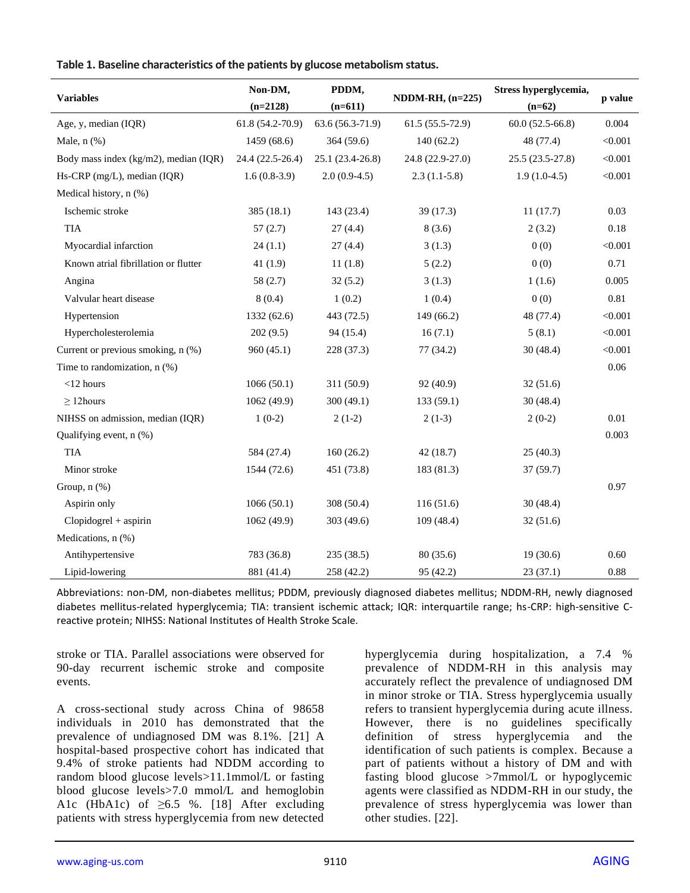**Table 1. Baseline characteristics of the patients by glucose metabolism status.**

| Variables | Non-DM, (n=2128) | PDDM, (n=611) | NDDM-RH, (n=225) | Stress hyperglycemia, (n=62) | p value |
|---|---|---|---|---|---|
| Age, y, median (IQR) | 61.8 (54.2-70.9) | 63.6 (56.3-71.9) | 61.5 (55.5-72.9) | 60.0 (52.5-66.8) | 0.004 |
| Male, n (%) | 1459 (68.6) | 364 (59.6) | 140 (62.2) | 48 (77.4) | <0.001 |
| Body mass index (kg/m2), median (IQR) | 24.4 (22.5-26.4) | 25.1 (23.4-26.8) | 24.8 (22.9-27.0) | 25.5 (23.5-27.8) | <0.001 |
| Hs-CRP (mg/L), median (IQR) | 1.6 (0.8-3.9) | 2.0 (0.9-4.5) | 2.3 (1.1-5.8) | 1.9 (1.0-4.5) | <0.001 |
| Medical history, n (%) | | | | | |
| Ischemic stroke | 385 (18.1) | 143 (23.4) | 39 (17.3) | 11 (17.7) | 0.03 |
| TIA | 57 (2.7) | 27 (4.4) | 8 (3.6) | 2 (3.2) | 0.18 |
| Myocardial infarction | 24 (1.1) | 27 (4.4) | 3 (1.3) | 0 (0) | <0.001 |
| Known atrial fibrillation or flutter | 41 (1.9) | 11 (1.8) | 5 (2.2) | 0 (0) | 0.71 |
| Angina | 58 (2.7) | 32 (5.2) | 3 (1.3) | 1 (1.6) | 0.005 |
| Valvular heart disease | 8 (0.4) | 1 (0.2) | 1 (0.4) | 0 (0) | 0.81 |
| Hypertension | 1332 (62.6) | 443 (72.5) | 149 (66.2) | 48 (77.4) | <0.001 |
| Hypercholesterolemia | 202 (9.5) | 94 (15.4) | 16 (7.1) | 5 (8.1) | <0.001 |
| Current or previous smoking, n (%) | 960 (45.1) | 228 (37.3) | 77 (34.2) | 30 (48.4) | <0.001 |
| Time to randomization, n (%) | | | | | 0.06 |
| <12 hours | 1066 (50.1) | 311 (50.9) | 92 (40.9) | 32 (51.6) | |
| ≥ 12hours | 1062 (49.9) | 300 (49.1) | 133 (59.1) | 30 (48.4) | |
| NIHSS on admission, median (IQR) | 1 (0-2) | 2 (1-2) | 2 (1-3) | 2 (0-2) | 0.01 |
| Qualifying event, n (%) | | | | | 0.003 |
| TIA | 584 (27.4) | 160 (26.2) | 42 (18.7) | 25 (40.3) | |
| Minor stroke | 1544 (72.6) | 451 (73.8) | 183 (81.3) | 37 (59.7) | |
| Group, n (%) | | | | | 0.97 |
| Aspirin only | 1066 (50.1) | 308 (50.4) | 116 (51.6) | 30 (48.4) | |
| Clopidogrel + aspirin | 1062 (49.9) | 303 (49.6) | 109 (48.4) | 32 (51.6) | |
| Medications, n (%) | | | | | |
| Antihypertensive | 783 (36.8) | 235 (38.5) | 80 (35.6) | 19 (30.6) | 0.60 |
| Lipid-lowering | 881 (41.4) | 258 (42.2) | 95 (42.2) | 23 (37.1) | 0.88 |

Abbreviations: non-DM, non-diabetes mellitus; PDDM, previously diagnosed diabetes mellitus; NDDM-RH, newly diagnosed diabetes mellitus-related hyperglycemia; TIA: transient ischemic attack; IQR: interquartile range; hs-CRP: high-sensitive C-reactive protein; NIHSS: National Institutes of Health Stroke Scale.

stroke or TIA. Parallel associations were observed for 90-day recurrent ischemic stroke and composite events.

A cross-sectional study across China of 98658 individuals in 2010 has demonstrated that the prevalence of undiagnosed DM was 8.1%. [21] A hospital-based prospective cohort has indicated that 9.4% of stroke patients had NDDM according to random blood glucose levels>11.1mmol/L or fasting blood glucose levels>7.0 mmol/L and hemoglobin A1c (HbA1c) of ≥6.5 %. [18] After excluding patients with stress hyperglycemia from new detected hyperglycemia during hospitalization, a 7.4 % prevalence of NDDM-RH in this analysis may accurately reflect the prevalence of undiagnosed DM in minor stroke or TIA. Stress hyperglycemia usually refers to transient hyperglycemia during acute illness. However, there is no guidelines specifically definition of stress hyperglycemia and the identification of such patients is complex. Because a part of patients without a history of DM and with fasting blood glucose >7mmol/L or hypoglycemic agents were classified as NDDM-RH in our study, the prevalence of stress hyperglycemia was lower than other studies. [22].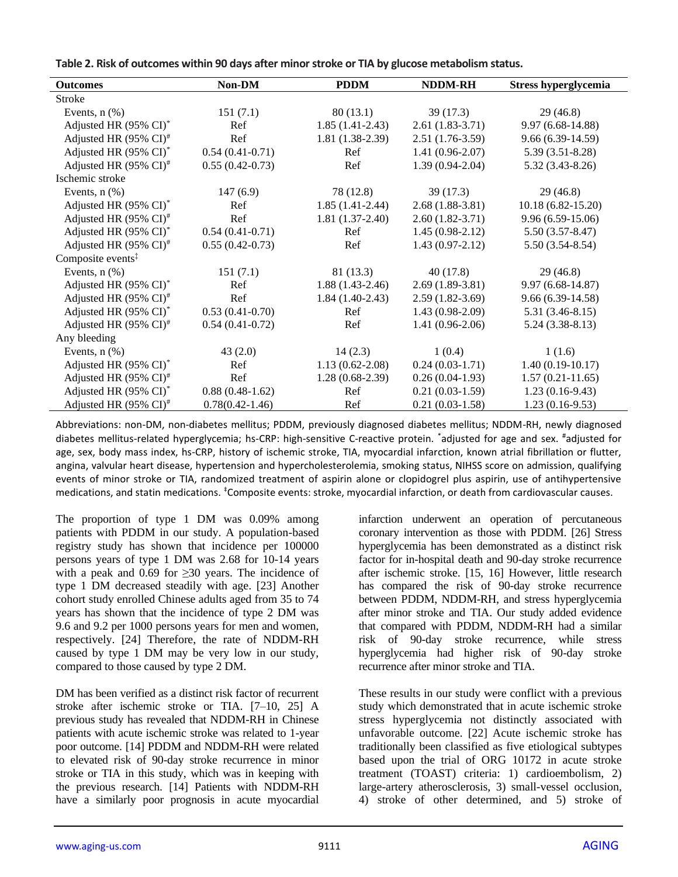**Table 2. Risk of outcomes within 90 days after minor stroke or TIA by glucose metabolism status.**

| Outcomes | Non-DM | PDDM | NDDM-RH | Stress hyperglycemia |
|---|---|---|---|---|
| Stroke | | | | |
| Events, n (%) | 151 (7.1) | 80 (13.1) | 39 (17.3) | 29 (46.8) |
| Adjusted HR (95% CI)* | Ref | 1.85 (1.41-2.43) | 2.61 (1.83-3.71) | 9.97 (6.68-14.88) |
| Adjusted HR (95% CI)# | Ref | 1.81 (1.38-2.39) | 2.51 (1.76-3.59) | 9.66 (6.39-14.59) |
| Adjusted HR (95% CI)* | 0.54 (0.41-0.71) | Ref | 1.41 (0.96-2.07) | 5.39 (3.51-8.28) |
| Adjusted HR (95% CI)# | 0.55 (0.42-0.73) | Ref | 1.39 (0.94-2.04) | 5.32 (3.43-8.26) |
| Ischemic stroke | | | | |
| Events, n (%) | 147 (6.9) | 78 (12.8) | 39 (17.3) | 29 (46.8) |
| Adjusted HR (95% CI)* | Ref | 1.85 (1.41-2.44) | 2.68 (1.88-3.81) | 10.18 (6.82-15.20) |
| Adjusted HR (95% CI)# | Ref | 1.81 (1.37-2.40) | 2.60 (1.82-3.71) | 9.96 (6.59-15.06) |
| Adjusted HR (95% CI)* | 0.54 (0.41-0.71) | Ref | 1.45 (0.98-2.12) | 5.50 (3.57-8.47) |
| Adjusted HR (95% CI)# | 0.55 (0.42-0.73) | Ref | 1.43 (0.97-2.12) | 5.50 (3.54-8.54) |
| Composite events‡ | | | | |
| Events, n (%) | 151 (7.1) | 81 (13.3) | 40 (17.8) | 29 (46.8) |
| Adjusted HR (95% CI)* | Ref | 1.88 (1.43-2.46) | 2.69 (1.89-3.81) | 9.97 (6.68-14.87) |
| Adjusted HR (95% CI)# | Ref | 1.84 (1.40-2.43) | 2.59 (1.82-3.69) | 9.66 (6.39-14.58) |
| Adjusted HR (95% CI)* | 0.53 (0.41-0.70) | Ref | 1.43 (0.98-2.09) | 5.31 (3.46-8.15) |
| Adjusted HR (95% CI)# | 0.54 (0.41-0.72) | Ref | 1.41 (0.96-2.06) | 5.24 (3.38-8.13) |
| Any bleeding | | | | |
| Events, n (%) | 43 (2.0) | 14 (2.3) | 1 (0.4) | 1 (1.6) |
| Adjusted HR (95% CI)* | Ref | 1.13 (0.62-2.08) | 0.24 (0.03-1.71) | 1.40 (0.19-10.17) |
| Adjusted HR (95% CI)# | Ref | 1.28 (0.68-2.39) | 0.26 (0.04-1.93) | 1.57 (0.21-11.65) |
| Adjusted HR (95% CI)* | 0.88 (0.48-1.62) | Ref | 0.21 (0.03-1.59) | 1.23 (0.16-9.43) |
| Adjusted HR (95% CI)# | 0.78(0.42-1.46) | Ref | 0.21 (0.03-1.58) | 1.23 (0.16-9.53) |

Abbreviations: non-DM, non-diabetes mellitus; PDDM, previously diagnosed diabetes mellitus; NDDM-RH, newly diagnosed diabetes mellitus-related hyperglycemia; hs-CRP: high-sensitive C-reactive protein. *adjusted for age and sex. #adjusted for age, sex, body mass index, hs-CRP, history of ischemic stroke, TIA, myocardial infarction, known atrial fibrillation or flutter, angina, valvular heart disease, hypertension and hypercholesterolemia, smoking status, NIHSS score on admission, qualifying events of minor stroke or TIA, randomized treatment of aspirin alone or clopidogrel plus aspirin, use of antihypertensive medications, and statin medications. ‡Composite events: stroke, myocardial infarction, or death from cardiovascular causes.

The proportion of type 1 DM was 0.09% among patients with PDDM in our study. A population-based registry study has shown that incidence per 100000 persons years for type 1 DM was 2.68 for 10-14 years with a peak and 0.69 for ≥30 years. The incidence of type 1 DM decreased steadily with age. [23] Another cohort study enrolled Chinese adults aged from 35 to 74 years has shown that the incidence of type 2 DM was 9.6 and 9.2 per 1000 persons years for men and women, respectively. [24] Therefore, the rate of NDDM-RH caused by type 1 DM may be very low in our study, compared to those caused by type 2 DM.

DM has been verified as a distinct risk factor of recurrent stroke after ischemic stroke or TIA. [7–10, 25] A previous study has revealed that NDDM-RH in Chinese patients with acute ischemic stroke was related to 1-year poor outcome. [14] PDDM and NDDM-RH were related to elevated risk of 90-day stroke recurrence in minor stroke or TIA in this study, which was in keeping with the previous research. [14] Patients with NDDM-RH have a similarly poor prognosis in acute myocardial infarction underwent an operation of percutaneous coronary intervention as those with PDDM. [26] Stress hyperglycemia has been demonstrated as a distinct risk factor for in-hospital death and 90-day stroke recurrence after ischemic stroke. [15, 16] However, little research has compared the risk of 90-day stroke recurrence between PDDM, NDDM-RH, and stress hyperglycemia after minor stroke and TIA. Our study added evidence that compared with PDDM, NDDM-RH had a similar risk of 90-day stroke recurrence, while stress hyperglycemia had higher risk of 90-day stroke recurrence after minor stroke and TIA.

These results in our study were conflict with a previous study which demonstrated that in acute ischemic stroke stress hyperglycemia not distinctly associated with unfavorable outcome. [22] Acute ischemic stroke has traditionally been classified as five etiological subtypes based upon the trial of ORG 10172 in acute stroke treatment (TOAST) criteria: 1) cardioembolism, 2) large-artery atherosclerosis, 3) small-vessel occlusion, 4) stroke of other determined, and 5) stroke of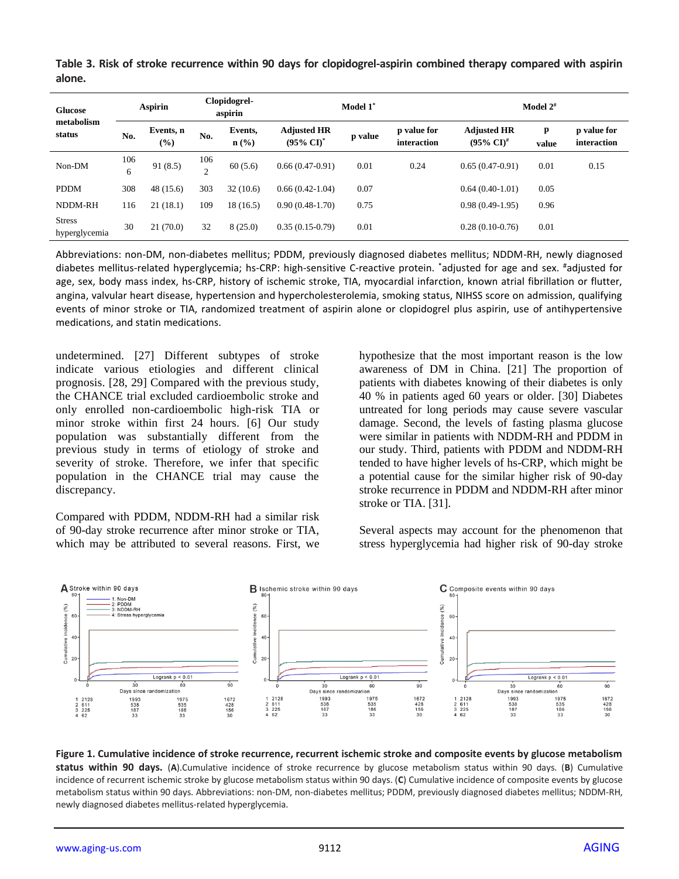**Table 3. Risk of stroke recurrence within 90 days for clopidogrel-aspirin combined therapy compared with aspirin alone.**

| Glucose metabolism status | Aspirin | | Clopidogrel-aspirin | | Model 1* | | | Model 2# | | |
|---|---|---|---|---|---|---|---|---|---|---|
| | No. | Events, n (%) | No. | Events, n (%) | Adjusted HR (95% CI)* | p value | p value for interaction | Adjusted HR (95% CI)# | p value | p value for interaction |
| Non-DM | 1066 | 91 (8.5) | 1062 | 60 (5.6) | 0.66 (0.47-0.91) | 0.01 | 0.24 | 0.65 (0.47-0.91) | 0.01 | 0.15 |
| PDDM | 308 | 48 (15.6) | 303 | 32 (10.6) | 0.66 (0.42-1.04) | 0.07 | | 0.64 (0.40-1.01) | 0.05 | |
| NDDM-RH | 116 | 21 (18.1) | 109 | 18 (16.5) | 0.90 (0.48-1.70) | 0.75 | | 0.98 (0.49-1.95) | 0.96 | |
| Stress hyperglycemia | 30 | 21 (70.0) | 32 | 8 (25.0) | 0.35 (0.15-0.79) | 0.01 | | 0.28 (0.10-0.76) | 0.01 | |

Abbreviations: non-DM, non-diabetes mellitus; PDDM, previously diagnosed diabetes mellitus; NDDM-RH, newly diagnosed diabetes mellitus-related hyperglycemia; hs-CRP: high-sensitive C-reactive protein. *adjusted for age and sex. #adjusted for age, sex, body mass index, hs-CRP, history of ischemic stroke, TIA, myocardial infarction, known atrial fibrillation or flutter, angina, valvular heart disease, hypertension and hypercholesterolemia, smoking status, NIHSS score on admission, qualifying events of minor stroke or TIA, randomized treatment of aspirin alone or clopidogrel plus aspirin, use of antihypertensive medications, and statin medications.

undetermined. [27] Different subtypes of stroke indicate various etiologies and different clinical prognosis. [28, 29] Compared with the previous study, the CHANCE trial excluded cardioembolic stroke and only enrolled non-cardioembolic high-risk TIA or minor stroke within first 24 hours. [6] Our study population was substantially different from the previous study in terms of etiology of stroke and severity of stroke. Therefore, we infer that specific population in the CHANCE trial may cause the discrepancy.

Compared with PDDM, NDDM-RH had a similar risk of 90-day stroke recurrence after minor stroke or TIA, which may be attributed to several reasons. First, we hypothesize that the most important reason is the low awareness of DM in China. [21] The proportion of patients with diabetes knowing of their diabetes is only 40 % in patients aged 60 years or older. [30] Diabetes untreated for long periods may cause severe vascular damage. Second, the levels of fasting plasma glucose were similar in patients with NDDM-RH and PDDM in our study. Third, patients with PDDM and NDDM-RH tended to have higher levels of hs-CRP, which might be a potential cause for the similar higher risk of 90-day stroke recurrence in PDDM and NDDM-RH after minor stroke or TIA. [31].

Several aspects may account for the phenomenon that stress hyperglycemia had higher risk of 90-day stroke

**Figure 1. Cumulative incidence of stroke recurrence, recurrent ischemic stroke and composite events by glucose metabolism status within 90 days.** (**A**).Cumulative incidence of stroke recurrence by glucose metabolism status within 90 days. (**B**) Cumulative incidence of recurrent ischemic stroke by glucose metabolism status within 90 days. (**C**) Cumulative incidence of composite events by glucose metabolism status within 90 days. Abbreviations: non-DM, non-diabetes mellitus; PDDM, previously diagnosed diabetes mellitus; NDDM-RH, newly diagnosed diabetes mellitus-related hyperglycemia.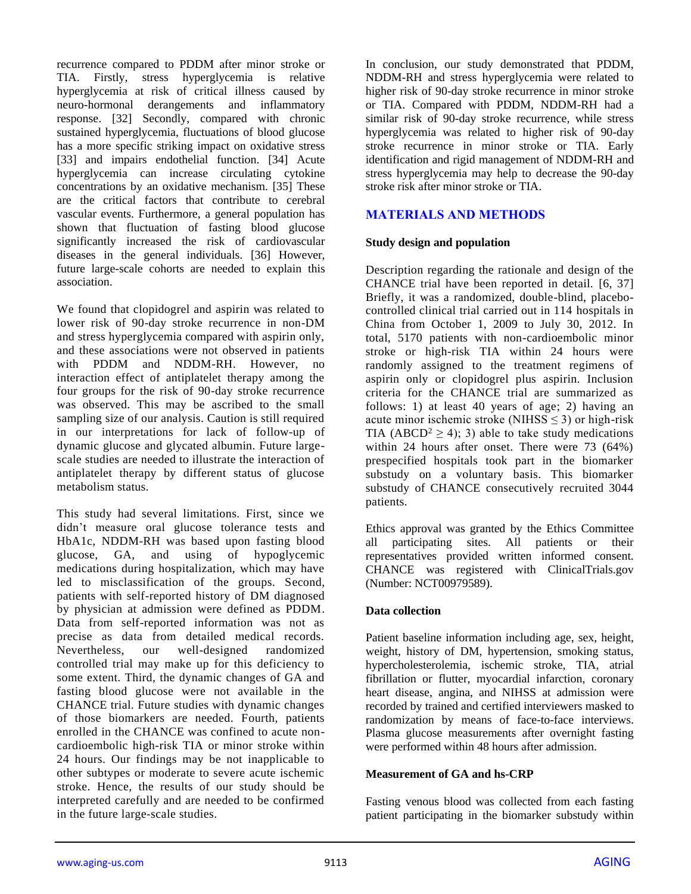recurrence compared to PDDM after minor stroke or TIA. Firstly, stress hyperglycemia is relative hyperglycemia at risk of critical illness caused by neuro-hormonal derangements and inflammatory response. [32] Secondly, compared with chronic sustained hyperglycemia, fluctuations of blood glucose has a more specific striking impact on oxidative stress [33] and impairs endothelial function. [34] Acute hyperglycemia can increase circulating cytokine concentrations by an oxidative mechanism. [35] These are the critical factors that contribute to cerebral vascular events. Furthermore, a general population has shown that fluctuation of fasting blood glucose significantly increased the risk of cardiovascular diseases in the general individuals. [36] However, future large-scale cohorts are needed to explain this association.

We found that clopidogrel and aspirin was related to lower risk of 90-day stroke recurrence in non-DM and stress hyperglycemia compared with aspirin only, and these associations were not observed in patients with PDDM and NDDM-RH. However, no interaction effect of antiplatelet therapy among the four groups for the risk of 90-day stroke recurrence was observed. This may be ascribed to the small sampling size of our analysis. Caution is still required in our interpretations for lack of follow-up of dynamic glucose and glycated albumin. Future large-scale studies are needed to illustrate the interaction of antiplatelet therapy by different status of glucose metabolism status.

This study had several limitations. First, since we didn't measure oral glucose tolerance tests and HbA1c, NDDM-RH was based upon fasting blood glucose, GA, and using of hypoglycemic medications during hospitalization, which may have led to misclassification of the groups. Second, patients with self-reported history of DM diagnosed by physician at admission were defined as PDDM. Data from self-reported information was not as precise as data from detailed medical records. Nevertheless, our well-designed randomized controlled trial may make up for this deficiency to some extent. Third, the dynamic changes of GA and fasting blood glucose were not available in the CHANCE trial. Future studies with dynamic changes of those biomarkers are needed. Fourth, patients enrolled in the CHANCE was confined to acute non-cardioembolic high-risk TIA or minor stroke within 24 hours. Our findings may be not inapplicable to other subtypes or moderate to severe acute ischemic stroke. Hence, the results of our study should be interpreted carefully and are needed to be confirmed in the future large-scale studies.

In conclusion, our study demonstrated that PDDM, NDDM-RH and stress hyperglycemia were related to higher risk of 90-day stroke recurrence in minor stroke or TIA. Compared with PDDM, NDDM-RH had a similar risk of 90-day stroke recurrence, while stress hyperglycemia was related to higher risk of 90-day stroke recurrence in minor stroke or TIA. Early identification and rigid management of NDDM-RH and stress hyperglycemia may help to decrease the 90-day stroke risk after minor stroke or TIA.

## MATERIALS AND METHODS

### Study design and population

Description regarding the rationale and design of the CHANCE trial have been reported in detail. [6, 37] Briefly, it was a randomized, double-blind, placebo-controlled clinical trial carried out in 114 hospitals in China from October 1, 2009 to July 30, 2012. In total, 5170 patients with non-cardioembolic minor stroke or high-risk TIA within 24 hours were randomly assigned to the treatment regimens of aspirin only or clopidogrel plus aspirin. Inclusion criteria for the CHANCE trial are summarized as follows: 1) at least 40 years of age; 2) having an acute minor ischemic stroke (NIHSS $\leq 3$) or high-risk TIA ($ABCD^2 \geq 4$); 3) able to take study medications within 24 hours after onset. There were 73 (64%) prespecified hospitals took part in the biomarker substudy on a voluntary basis. This biomarker substudy of CHANCE consecutively recruited 3044 patients.

Ethics approval was granted by the Ethics Committee all participating sites. All patients or their representatives provided written informed consent. CHANCE was registered with ClinicalTrials.gov (Number: NCT00979589).

### Data collection

Patient baseline information including age, sex, height, weight, history of DM, hypertension, smoking status, hypercholesterolemia, ischemic stroke, TIA, atrial fibrillation or flutter, myocardial infarction, coronary heart disease, angina, and NIHSS at admission were recorded by trained and certified interviewers masked to randomization by means of face-to-face interviews. Plasma glucose measurements after overnight fasting were performed within 48 hours after admission.

### Measurement of GA and hs-CRP

Fasting venous blood was collected from each fasting patient participating in the biomarker substudy within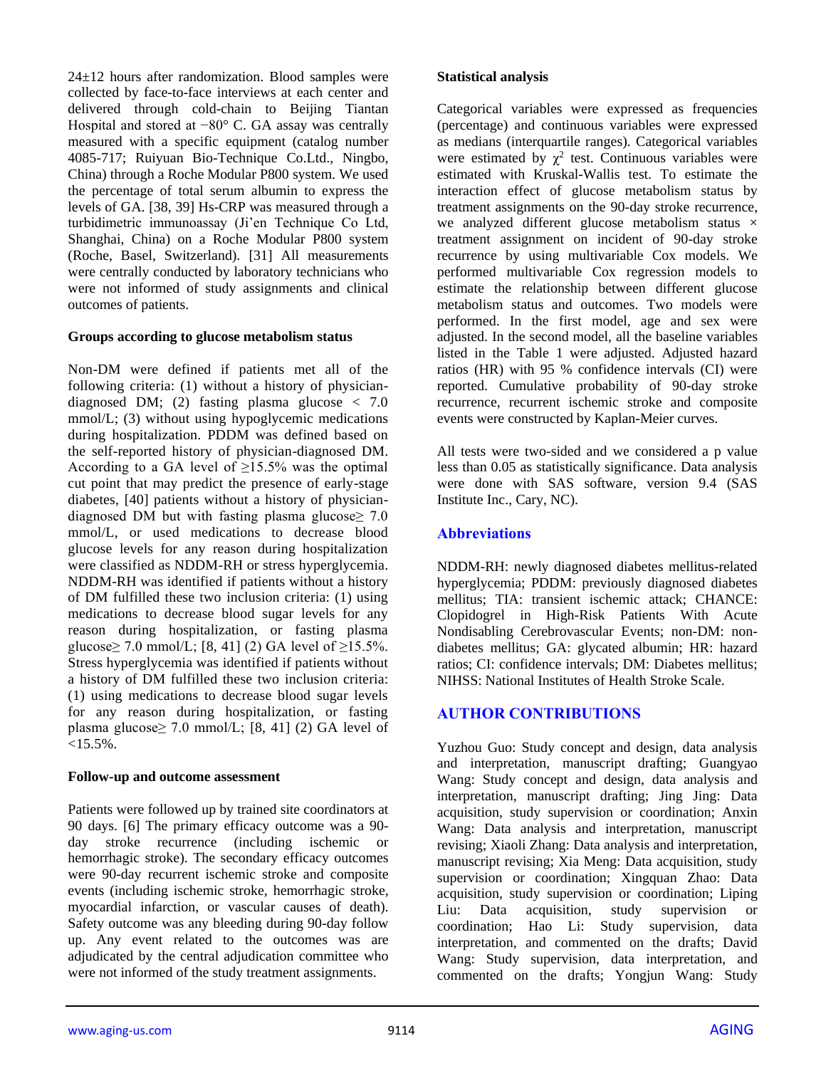24±12 hours after randomization. Blood samples were collected by face-to-face interviews at each center and delivered through cold-chain to Beijing Tiantan Hospital and stored at −80° C. GA assay was centrally measured with a specific equipment (catalog number 4085-717; Ruiyuan Bio-Technique Co.Ltd., Ningbo, China) through a Roche Modular P800 system. We used the percentage of total serum albumin to express the levels of GA. [38, 39] Hs-CRP was measured through a turbidimetric immunoassay (Ji'en Technique Co Ltd, Shanghai, China) on a Roche Modular P800 system (Roche, Basel, Switzerland). [31] All measurements were centrally conducted by laboratory technicians who were not informed of study assignments and clinical outcomes of patients.

### Groups according to glucose metabolism status

Non-DM were defined if patients met all of the following criteria: (1) without a history of physician-diagnosed DM; (2) fasting plasma glucose < 7.0 mmol/L; (3) without using hypoglycemic medications during hospitalization. PDDM was defined based on the self-reported history of physician-diagnosed DM. According to a GA level of ≥15.5% was the optimal cut point that may predict the presence of early-stage diabetes, [40] patients without a history of physician-diagnosed DM but with fasting plasma glucose≥ 7.0 mmol/L, or used medications to decrease blood glucose levels for any reason during hospitalization were classified as NDDM-RH or stress hyperglycemia. NDDM-RH was identified if patients without a history of DM fulfilled these two inclusion criteria: (1) using medications to decrease blood sugar levels for any reason during hospitalization, or fasting plasma glucose≥ 7.0 mmol/L; [8, 41] (2) GA level of ≥15.5%. Stress hyperglycemia was identified if patients without a history of DM fulfilled these two inclusion criteria: (1) using medications to decrease blood sugar levels for any reason during hospitalization, or fasting plasma glucose≥ 7.0 mmol/L; [8, 41] (2) GA level of <15.5%.

### Follow-up and outcome assessment

Patients were followed up by trained site coordinators at 90 days. [6] The primary efficacy outcome was a 90-day stroke recurrence (including ischemic or hemorrhagic stroke). The secondary efficacy outcomes were 90-day recurrent ischemic stroke and composite events (including ischemic stroke, hemorrhagic stroke, myocardial infarction, or vascular causes of death). Safety outcome was any bleeding during 90-day follow up. Any event related to the outcomes was are adjudicated by the central adjudication committee who were not informed of the study treatment assignments.

### Statistical analysis

Categorical variables were expressed as frequencies (percentage) and continuous variables were expressed as medians (interquartile ranges). Categorical variables were estimated by $\chi^2$ test. Continuous variables were estimated with Kruskal-Wallis test. To estimate the interaction effect of glucose metabolism status by treatment assignments on the 90-day stroke recurrence, we analyzed different glucose metabolism status × treatment assignment on incident of 90-day stroke recurrence by using multivariable Cox models. We performed multivariable Cox regression models to estimate the relationship between different glucose metabolism status and outcomes. Two models were performed. In the first model, age and sex were adjusted. In the second model, all the baseline variables listed in the Table 1 were adjusted. Adjusted hazard ratios (HR) with 95 % confidence intervals (CI) were reported. Cumulative probability of 90-day stroke recurrence, recurrent ischemic stroke and composite events were constructed by Kaplan-Meier curves.

All tests were two-sided and we considered a p value less than 0.05 as statistically significance. Data analysis were done with SAS software, version 9.4 (SAS Institute Inc., Cary, NC).

## Abbreviations

NDDM-RH: newly diagnosed diabetes mellitus-related hyperglycemia; PDDM: previously diagnosed diabetes mellitus; TIA: transient ischemic attack; CHANCE: Clopidogrel in High-Risk Patients With Acute Nondisabling Cerebrovascular Events; non-DM: non-diabetes mellitus; GA: glycated albumin; HR: hazard ratios; CI: confidence intervals; DM: Diabetes mellitus; NIHSS: National Institutes of Health Stroke Scale.

## AUTHOR CONTRIBUTIONS

Yuzhou Guo: Study concept and design, data analysis and interpretation, manuscript drafting; Guangyao Wang: Study concept and design, data analysis and interpretation, manuscript drafting; Jing Jing: Data acquisition, study supervision or coordination; Anxin Wang: Data analysis and interpretation, manuscript revising; Xiaoli Zhang: Data analysis and interpretation, manuscript revising; Xia Meng: Data acquisition, study supervision or coordination; Xingquan Zhao: Data acquisition, study supervision or coordination; Liping Liu: Data acquisition, study supervision or coordination; Hao Li: Study supervision, data interpretation, and commented on the drafts; David Wang: Study supervision, data interpretation, and commented on the drafts; Yongjun Wang: Study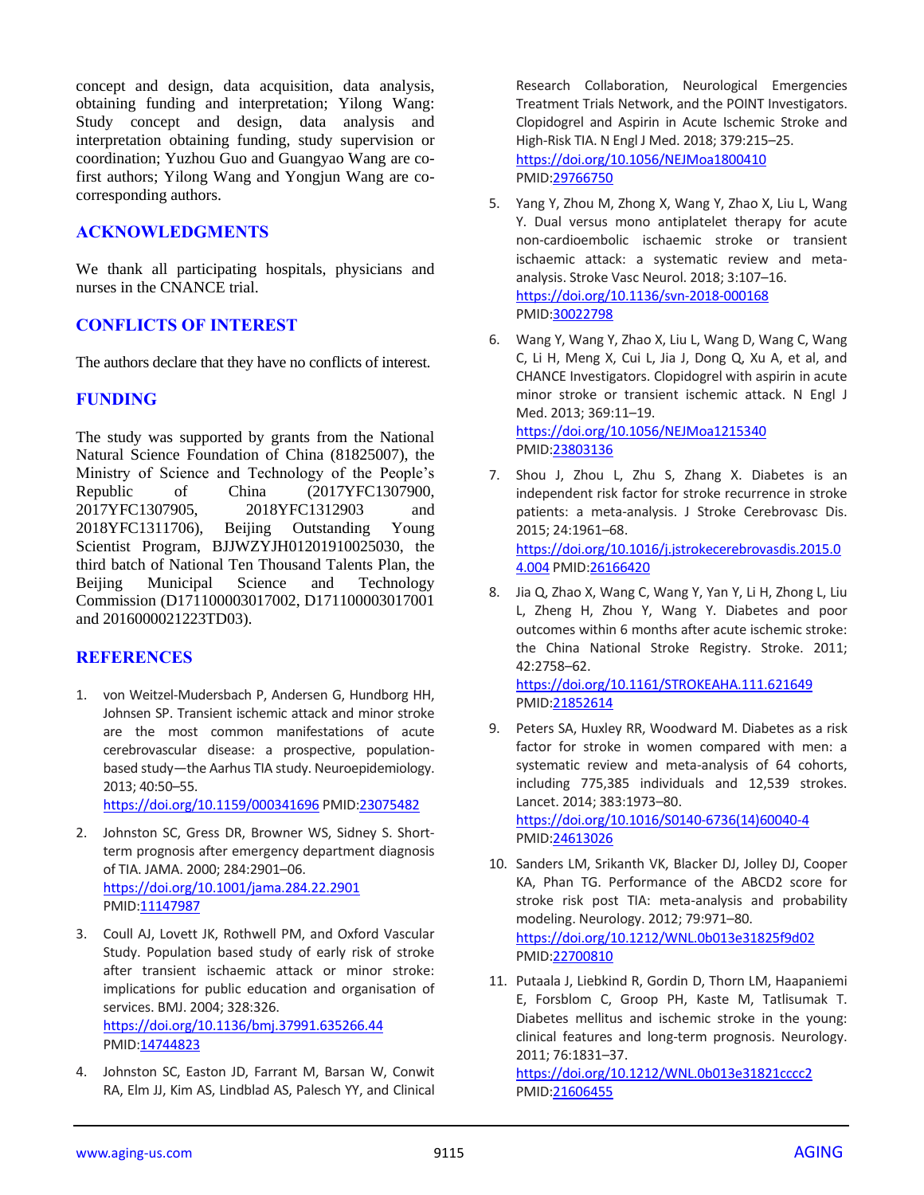concept and design, data acquisition, data analysis, obtaining funding and interpretation; Yilong Wang: Study concept and design, data analysis and interpretation obtaining funding, study supervision or coordination; Yuzhou Guo and Guangyao Wang are co-first authors; Yilong Wang and Yongjun Wang are co-corresponding authors.

## ACKNOWLEDGMENTS

We thank all participating hospitals, physicians and nurses in the CNANCE trial.

## CONFLICTS OF INTEREST

The authors declare that they have no conflicts of interest.

## FUNDING

The study was supported by grants from the National Natural Science Foundation of China (81825007), the Ministry of Science and Technology of the People's Republic of China (2017YFC1307900, 2017YFC1307905, 2018YFC1312903 and 2018YFC1311706), Beijing Outstanding Young Scientist Program, BJJWZYJH01201910025030, the third batch of National Ten Thousand Talents Plan, the Beijing Municipal Science and Technology Commission (D171100003017002, D171100003017001 and 2016000021223TD03).

## REFERENCES

1. von Weitzel-Mudersbach P, Andersen G, Hundborg HH, Johnsen SP. Transient ischemic attack and minor stroke are the most common manifestations of acute cerebrovascular disease: a prospective, population-based study—the Aarhus TIA study. Neuroepidemiology. 2013; 40:50–55. https://doi.org/10.1159/000341696 PMID:23075482

2. Johnston SC, Gress DR, Browner WS, Sidney S. Short-term prognosis after emergency department diagnosis of TIA. JAMA. 2000; 284:2901–06. https://doi.org/10.1001/jama.284.22.2901 PMID:11147987

3. Coull AJ, Lovett JK, Rothwell PM, and Oxford Vascular Study. Population based study of early risk of stroke after transient ischaemic attack or minor stroke: implications for public education and organisation of services. BMJ. 2004; 328:326. https://doi.org/10.1136/bmj.37991.635266.44 PMID:14744823

4. Johnston SC, Easton JD, Farrant M, Barsan W, Conwit RA, Elm JJ, Kim AS, Lindblad AS, Palesch YY, and Clinical Research Collaboration, Neurological Emergencies Treatment Trials Network, and the POINT Investigators. Clopidogrel and Aspirin in Acute Ischemic Stroke and High-Risk TIA. N Engl J Med. 2018; 379:215–25. https://doi.org/10.1056/NEJMoa1800410 PMID:29766750

5. Yang Y, Zhou M, Zhong X, Wang Y, Zhao X, Liu L, Wang Y. Dual versus mono antiplatelet therapy for acute non-cardioembolic ischaemic stroke or transient ischaemic attack: a systematic review and meta-analysis. Stroke Vasc Neurol. 2018; 3:107–16. https://doi.org/10.1136/svn-2018-000168 PMID:30022798

6. Wang Y, Wang Y, Zhao X, Liu L, Wang D, Wang C, Wang C, Li H, Meng X, Cui L, Jia J, Dong Q, Xu A, et al, and CHANCE Investigators. Clopidogrel with aspirin in acute minor stroke or transient ischemic attack. N Engl J Med. 2013; 369:11–19. https://doi.org/10.1056/NEJMoa1215340 PMID:23803136

7. Shou J, Zhou L, Zhu S, Zhang X. Diabetes is an independent risk factor for stroke recurrence in stroke patients: a meta-analysis. J Stroke Cerebrovasc Dis. 2015; 24:1961–68. https://doi.org/10.1016/j.jstrokecerebrovasdis.2015.04.004 PMID:26166420

8. Jia Q, Zhao X, Wang C, Wang Y, Yan Y, Li H, Zhong L, Liu L, Zheng H, Zhou Y, Wang Y. Diabetes and poor outcomes within 6 months after acute ischemic stroke: the China National Stroke Registry. Stroke. 2011; 42:2758–62. https://doi.org/10.1161/STROKEAHA.111.621649 PMID:21852614

9. Peters SA, Huxley RR, Woodward M. Diabetes as a risk factor for stroke in women compared with men: a systematic review and meta-analysis of 64 cohorts, including 775,385 individuals and 12,539 strokes. Lancet. 2014; 383:1973–80. https://doi.org/10.1016/S0140-6736(14)60040-4 PMID:24613026

10. Sanders LM, Srikanth VK, Blacker DJ, Jolley DJ, Cooper KA, Phan TG. Performance of the ABCD2 score for stroke risk post TIA: meta-analysis and probability modeling. Neurology. 2012; 79:971–80. https://doi.org/10.1212/WNL.0b013e31825f9d02 PMID:22700810

11. Putaala J, Liebkind R, Gordin D, Thorn LM, Haapaniemi E, Forsblom C, Groop PH, Kaste M, Tatlisumak T. Diabetes mellitus and ischemic stroke in the young: clinical features and long-term prognosis. Neurology. 2011; 76:1831–37. https://doi.org/10.1212/WNL.0b013e31821cccc2 PMID:21606455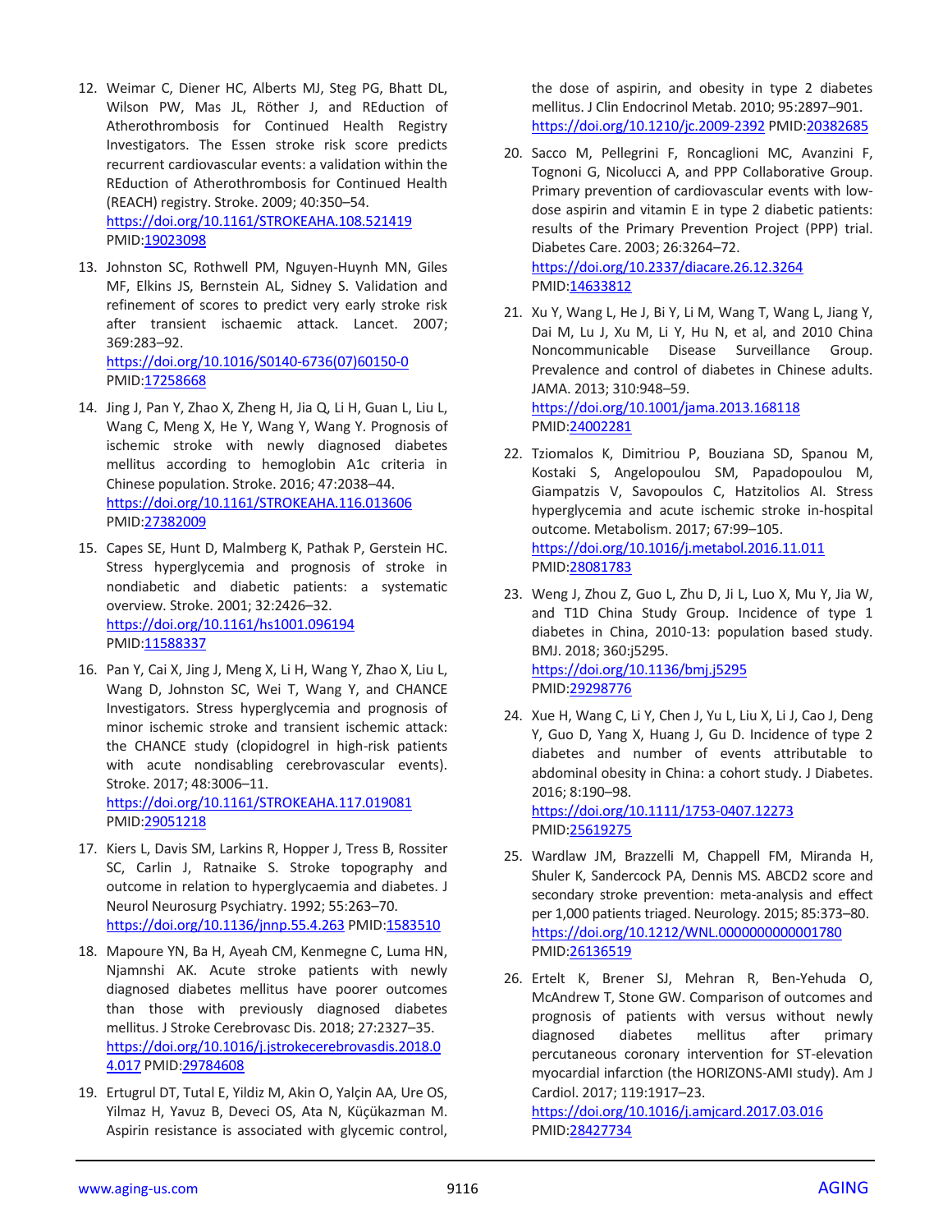12. Weimar C, Diener HC, Alberts MJ, Steg PG, Bhatt DL, Wilson PW, Mas JL, Röther J, and REduction of Atherothrombosis for Continued Health Registry Investigators. The Essen stroke risk score predicts recurrent cardiovascular events: a validation within the REduction of Atherothrombosis for Continued Health (REACH) registry. Stroke. 2009; 40:350–54. https://doi.org/10.1161/STROKEAHA.108.521419 PMID:19023098

13. Johnston SC, Rothwell PM, Nguyen-Huynh MN, Giles MF, Elkins JS, Bernstein AL, Sidney S. Validation and refinement of scores to predict very early stroke risk after transient ischaemic attack. Lancet. 2007; 369:283–92. https://doi.org/10.1016/S0140-6736(07)60150-0 PMID:17258668

14. Jing J, Pan Y, Zhao X, Zheng H, Jia Q, Li H, Guan L, Liu L, Wang C, Meng X, He Y, Wang Y, Wang Y. Prognosis of ischemic stroke with newly diagnosed diabetes mellitus according to hemoglobin A1c criteria in Chinese population. Stroke. 2016; 47:2038–44. https://doi.org/10.1161/STROKEAHA.116.013606 PMID:27382009

15. Capes SE, Hunt D, Malmberg K, Pathak P, Gerstein HC. Stress hyperglycemia and prognosis of stroke in nondiabetic and diabetic patients: a systematic overview. Stroke. 2001; 32:2426–32. https://doi.org/10.1161/hs1001.096194 PMID:11588337

16. Pan Y, Cai X, Jing J, Meng X, Li H, Wang Y, Zhao X, Liu L, Wang D, Johnston SC, Wei T, Wang Y, and CHANCE Investigators. Stress hyperglycemia and prognosis of minor ischemic stroke and transient ischemic attack: the CHANCE study (clopidogrel in high-risk patients with acute nondisabling cerebrovascular events). Stroke. 2017; 48:3006–11. https://doi.org/10.1161/STROKEAHA.117.019081 PMID:29051218

17. Kiers L, Davis SM, Larkins R, Hopper J, Tress B, Rossiter SC, Carlin J, Ratnaike S. Stroke topography and outcome in relation to hyperglycaemia and diabetes. J Neurol Neurosurg Psychiatry. 1992; 55:263–70. https://doi.org/10.1136/jnnp.55.4.263 PMID:1583510

18. Mapoure YN, Ba H, Ayeah CM, Kenmegne C, Luma HN, Njamnshi AK. Acute stroke patients with newly diagnosed diabetes mellitus have poorer outcomes than those with previously diagnosed diabetes mellitus. J Stroke Cerebrovasc Dis. 2018; 27:2327–35. https://doi.org/10.1016/j.jstrokecerebrovasdis.2018.04.017 PMID:29784608

19. Ertugrul DT, Tutal E, Yildiz M, Akin O, Yalçin AA, Ure OS, Yilmaz H, Yavuz B, Deveci OS, Ata N, Küçükazman M. Aspirin resistance is associated with glycemic control, the dose of aspirin, and obesity in type 2 diabetes mellitus. J Clin Endocrinol Metab. 2010; 95:2897–901. https://doi.org/10.1210/jc.2009-2392 PMID:20382685

20. Sacco M, Pellegrini F, Roncaglioni MC, Avanzini F, Tognoni G, Nicolucci A, and PPP Collaborative Group. Primary prevention of cardiovascular events with low-dose aspirin and vitamin E in type 2 diabetic patients: results of the Primary Prevention Project (PPP) trial. Diabetes Care. 2003; 26:3264–72. https://doi.org/10.2337/diacare.26.12.3264 PMID:14633812

21. Xu Y, Wang L, He J, Bi Y, Li M, Wang T, Wang L, Jiang Y, Dai M, Lu J, Xu M, Li Y, Hu N, et al, and 2010 China Noncommunicable Disease Surveillance Group. Prevalence and control of diabetes in Chinese adults. JAMA. 2013; 310:948–59. https://doi.org/10.1001/jama.2013.168118 PMID:24002281

22. Tziomalos K, Dimitriou P, Bouziana SD, Spanou M, Kostaki S, Angelopoulou SM, Papadopoulou M, Giampatzis V, Savopoulos C, Hatzitolios AI. Stress hyperglycemia and acute ischemic stroke in-hospital outcome. Metabolism. 2017; 67:99–105. https://doi.org/10.1016/j.metabol.2016.11.011 PMID:28081783

23. Weng J, Zhou Z, Guo L, Zhu D, Ji L, Luo X, Mu Y, Jia W, and T1D China Study Group. Incidence of type 1 diabetes in China, 2010-13: population based study. BMJ. 2018; 360:j5295. https://doi.org/10.1136/bmj.j5295 PMID:29298776

24. Xue H, Wang C, Li Y, Chen J, Yu L, Liu X, Li J, Cao J, Deng Y, Guo D, Yang X, Huang J, Gu D. Incidence of type 2 diabetes and number of events attributable to abdominal obesity in China: a cohort study. J Diabetes. 2016; 8:190–98. https://doi.org/10.1111/1753-0407.12273 PMID:25619275

25. Wardlaw JM, Brazzelli M, Chappell FM, Miranda H, Shuler K, Sandercock PA, Dennis MS. ABCD2 score and secondary stroke prevention: meta-analysis and effect per 1,000 patients triaged. Neurology. 2015; 85:373–80. https://doi.org/10.1212/WNL.0000000000001780 PMID:26136519

26. Ertelt K, Brener SJ, Mehran R, Ben-Yehuda O, McAndrew T, Stone GW. Comparison of outcomes and prognosis of patients with versus without newly diagnosed diabetes mellitus after primary percutaneous coronary intervention for ST-elevation myocardial infarction (the HORIZONS-AMI study). Am J Cardiol. 2017; 119:1917–23. https://doi.org/10.1016/j.amjcard.2017.03.016 PMID:28427734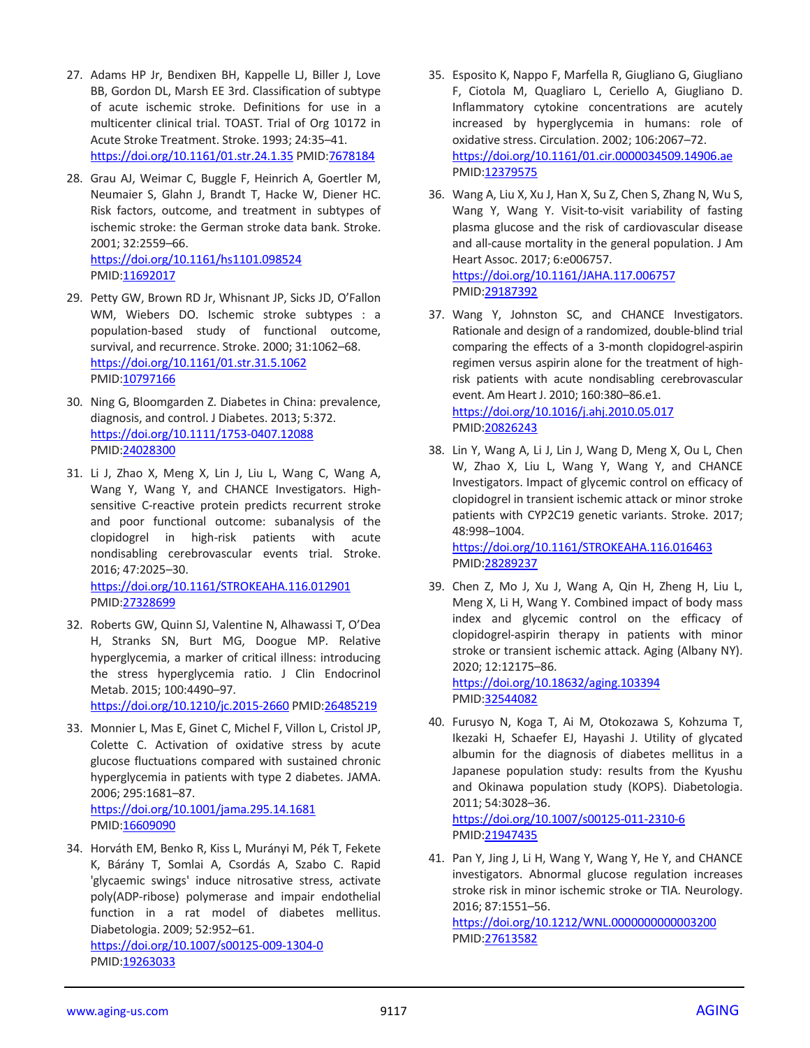27. Adams HP Jr, Bendixen BH, Kappelle LJ, Biller J, Love BB, Gordon DL, Marsh EE 3rd. Classification of subtype of acute ischemic stroke. Definitions for use in a multicenter clinical trial. TOAST. Trial of Org 10172 in Acute Stroke Treatment. Stroke. 1993; 24:35–41. https://doi.org/10.1161/01.str.24.1.35 PMID:7678184

28. Grau AJ, Weimar C, Buggle F, Heinrich A, Goertler M, Neumaier S, Glahn J, Brandt T, Hacke W, Diener HC. Risk factors, outcome, and treatment in subtypes of ischemic stroke: the German stroke data bank. Stroke. 2001; 32:2559–66. https://doi.org/10.1161/hs1101.098524 PMID:11692017

29. Petty GW, Brown RD Jr, Whisnant JP, Sicks JD, O'Fallon WM, Wiebers DO. Ischemic stroke subtypes : a population-based study of functional outcome, survival, and recurrence. Stroke. 2000; 31:1062–68. https://doi.org/10.1161/01.str.31.5.1062 PMID:10797166

30. Ning G, Bloomgarden Z. Diabetes in China: prevalence, diagnosis, and control. J Diabetes. 2013; 5:372. https://doi.org/10.1111/1753-0407.12088 PMID:24028300

31. Li J, Zhao X, Meng X, Lin J, Liu L, Wang C, Wang A, Wang Y, Wang Y, and CHANCE Investigators. High-sensitive C-reactive protein predicts recurrent stroke and poor functional outcome: subanalysis of the clopidogrel in high-risk patients with acute nondisabling cerebrovascular events trial. Stroke. 2016; 47:2025–30. https://doi.org/10.1161/STROKEAHA.116.012901 PMID:27328699

32. Roberts GW, Quinn SJ, Valentine N, Alhawassi T, O'Dea H, Stranks SN, Burt MG, Doogue MP. Relative hyperglycemia, a marker of critical illness: introducing the stress hyperglycemia ratio. J Clin Endocrinol Metab. 2015; 100:4490–97. https://doi.org/10.1210/jc.2015-2660 PMID:26485219

33. Monnier L, Mas E, Ginet C, Michel F, Villon L, Cristol JP, Colette C. Activation of oxidative stress by acute glucose fluctuations compared with sustained chronic hyperglycemia in patients with type 2 diabetes. JAMA. 2006; 295:1681–87. https://doi.org/10.1001/jama.295.14.1681 PMID:16609090

34. Horváth EM, Benko R, Kiss L, Murányi M, Pék T, Fekete K, Bárány T, Somlai A, Csordás A, Szabo C. Rapid 'glycaemic swings' induce nitrosative stress, activate poly(ADP-ribose) polymerase and impair endothelial function in a rat model of diabetes mellitus. Diabetologia. 2009; 52:952–61. https://doi.org/10.1007/s00125-009-1304-0 PMID:19263033

35. Esposito K, Nappo F, Marfella R, Giugliano G, Giugliano F, Ciotola M, Quagliaro L, Ceriello A, Giugliano D. Inflammatory cytokine concentrations are acutely increased by hyperglycemia in humans: role of oxidative stress. Circulation. 2002; 106:2067–72. https://doi.org/10.1161/01.cir.0000034509.14906.ae PMID:12379575

36. Wang A, Liu X, Xu J, Han X, Su Z, Chen S, Zhang N, Wu S, Wang Y, Wang Y. Visit-to-visit variability of fasting plasma glucose and the risk of cardiovascular disease and all-cause mortality in the general population. J Am Heart Assoc. 2017; 6:e006757. https://doi.org/10.1161/JAHA.117.006757 PMID:29187392

37. Wang Y, Johnston SC, and CHANCE Investigators. Rationale and design of a randomized, double-blind trial comparing the effects of a 3-month clopidogrel-aspirin regimen versus aspirin alone for the treatment of high-risk patients with acute nondisabling cerebrovascular event. Am Heart J. 2010; 160:380–86.e1. https://doi.org/10.1016/j.ahj.2010.05.017 PMID:20826243

38. Lin Y, Wang A, Li J, Lin J, Wang D, Meng X, Ou L, Chen W, Zhao X, Liu L, Wang Y, Wang Y, and CHANCE Investigators. Impact of glycemic control on efficacy of clopidogrel in transient ischemic attack or minor stroke patients with CYP2C19 genetic variants. Stroke. 2017; 48:998–1004. https://doi.org/10.1161/STROKEAHA.116.016463 PMID:28289237

39. Chen Z, Mo J, Xu J, Wang A, Qin H, Zheng H, Liu L, Meng X, Li H, Wang Y. Combined impact of body mass index and glycemic control on the efficacy of clopidogrel-aspirin therapy in patients with minor stroke or transient ischemic attack. Aging (Albany NY). 2020; 12:12175–86. https://doi.org/10.18632/aging.103394 PMID:32544082

40. Furusyo N, Koga T, Ai M, Otokozawa S, Kohzuma T, Ikezaki H, Schaefer EJ, Hayashi J. Utility of glycated albumin for the diagnosis of diabetes mellitus in a Japanese population study: results from the Kyushu and Okinawa population study (KOPS). Diabetologia. 2011; 54:3028–36. https://doi.org/10.1007/s00125-011-2310-6 PMID:21947435

41. Pan Y, Jing J, Li H, Wang Y, Wang Y, He Y, and CHANCE investigators. Abnormal glucose regulation increases stroke risk in minor ischemic stroke or TIA. Neurology. 2016; 87:1551–56. https://doi.org/10.1212/WNL.0000000000003200 PMID:27613582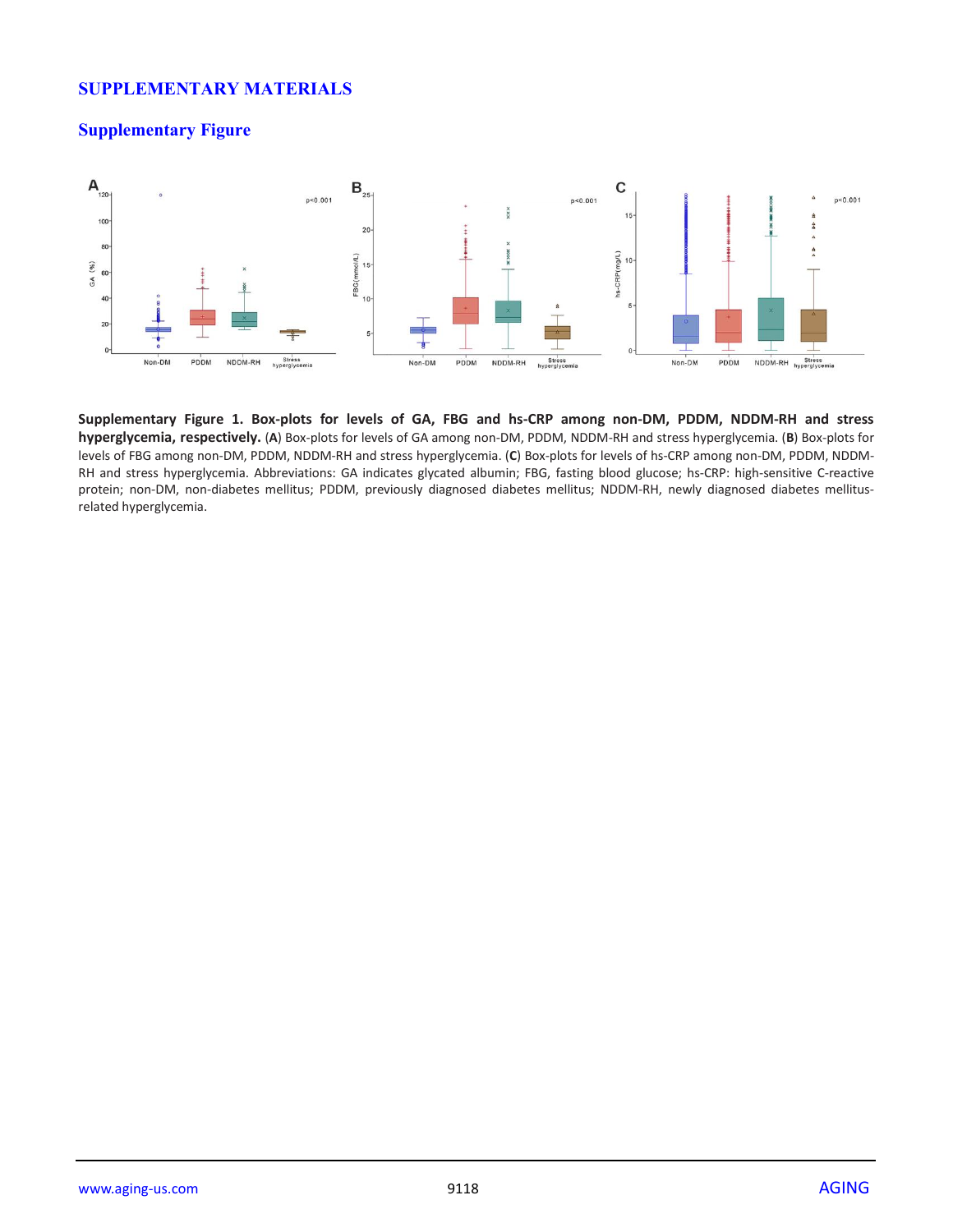## SUPPLEMENTARY MATERIALS

## Supplementary Figure

A
120
100
80
60
40
20
0
GA (%)
p<0.001
Non-DM
PDDM
NDDM-RH
Stress hyperglycemia

B
25
20
15
10
5
FBG(mmol/L)
p<0.001
Non-DM
PDDM
NDDM-RH
Stress hyperglycemia

C
15
10
5
0
hs-CRP(mg/L)
p<0.001
Non-DM
PDDM
NDDM-RH
Stress hyperglycemia

**Supplementary Figure 1. Box-plots for levels of GA, FBG and hs-CRP among non-DM, PDDM, NDDM-RH and stress hyperglycemia, respectively.** (**A**) Box-plots for levels of GA among non-DM, PDDM, NDDM-RH and stress hyperglycemia. (**B**) Box-plots for levels of FBG among non-DM, PDDM, NDDM-RH and stress hyperglycemia. (**C**) Box-plots for levels of hs-CRP among non-DM, PDDM, NDDM-RH and stress hyperglycemia. Abbreviations: GA indicates glycated albumin; FBG, fasting blood glucose; hs-CRP: high-sensitive C-reactive protein; non-DM, non-diabetes mellitus; PDDM, previously diagnosed diabetes mellitus; NDDM-RH, newly diagnosed diabetes mellitus-related hyperglycemia.